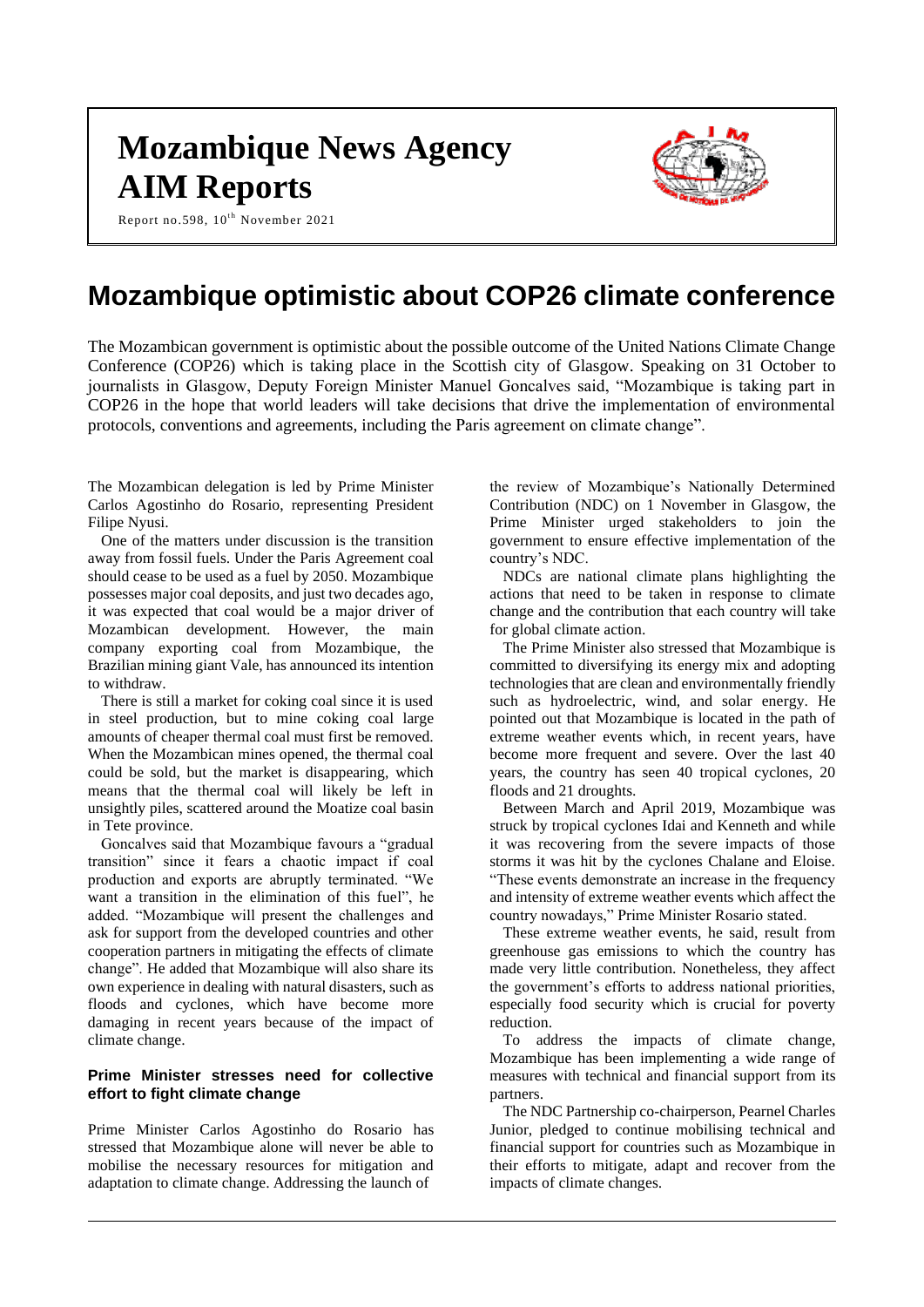# Mozambique News Agency
# AIM Reports

Report no.598, 10th November 2021

# Mozambique optimistic about COP26 climate conference

The Mozambican government is optimistic about the possible outcome of the United Nations Climate Change Conference (COP26) which is taking place in the Scottish city of Glasgow. Speaking on 31 October to journalists in Glasgow, Deputy Foreign Minister Manuel Goncalves said, "Mozambique is taking part in COP26 in the hope that world leaders will take decisions that drive the implementation of environmental protocols, conventions and agreements, including the Paris agreement on climate change".

The Mozambican delegation is led by Prime Minister Carlos Agostinho do Rosario, representing President Filipe Nyusi.

One of the matters under discussion is the transition away from fossil fuels. Under the Paris Agreement coal should cease to be used as a fuel by 2050. Mozambique possesses major coal deposits, and just two decades ago, it was expected that coal would be a major driver of Mozambican development. However, the main company exporting coal from Mozambique, the Brazilian mining giant Vale, has announced its intention to withdraw.

There is still a market for coking coal since it is used in steel production, but to mine coking coal large amounts of cheaper thermal coal must first be removed. When the Mozambican mines opened, the thermal coal could be sold, but the market is disappearing, which means that the thermal coal will likely be left in unsightly piles, scattered around the Moatize coal basin in Tete province.

Goncalves said that Mozambique favours a "gradual transition" since it fears a chaotic impact if coal production and exports are abruptly terminated. "We want a transition in the elimination of this fuel", he added. "Mozambique will present the challenges and ask for support from the developed countries and other cooperation partners in mitigating the effects of climate change". He added that Mozambique will also share its own experience in dealing with natural disasters, such as floods and cyclones, which have become more damaging in recent years because of the impact of climate change.

### Prime Minister stresses need for collective effort to fight climate change

Prime Minister Carlos Agostinho do Rosario has stressed that Mozambique alone will never be able to mobilise the necessary resources for mitigation and adaptation to climate change. Addressing the launch of the review of Mozambique's Nationally Determined Contribution (NDC) on 1 November in Glasgow, the Prime Minister urged stakeholders to join the government to ensure effective implementation of the country's NDC.

NDCs are national climate plans highlighting the actions that need to be taken in response to climate change and the contribution that each country will take for global climate action.

The Prime Minister also stressed that Mozambique is committed to diversifying its energy mix and adopting technologies that are clean and environmentally friendly such as hydroelectric, wind, and solar energy. He pointed out that Mozambique is located in the path of extreme weather events which, in recent years, have become more frequent and severe. Over the last 40 years, the country has seen 40 tropical cyclones, 20 floods and 21 droughts.

Between March and April 2019, Mozambique was struck by tropical cyclones Idai and Kenneth and while it was recovering from the severe impacts of those storms it was hit by the cyclones Chalane and Eloise. "These events demonstrate an increase in the frequency and intensity of extreme weather events which affect the country nowadays," Prime Minister Rosario stated.

These extreme weather events, he said, result from greenhouse gas emissions to which the country has made very little contribution. Nonetheless, they affect the government's efforts to address national priorities, especially food security which is crucial for poverty reduction.

To address the impacts of climate change, Mozambique has been implementing a wide range of measures with technical and financial support from its partners.

The NDC Partnership co-chairperson, Pearnel Charles Junior, pledged to continue mobilising technical and financial support for countries such as Mozambique in their efforts to mitigate, adapt and recover from the impacts of climate changes.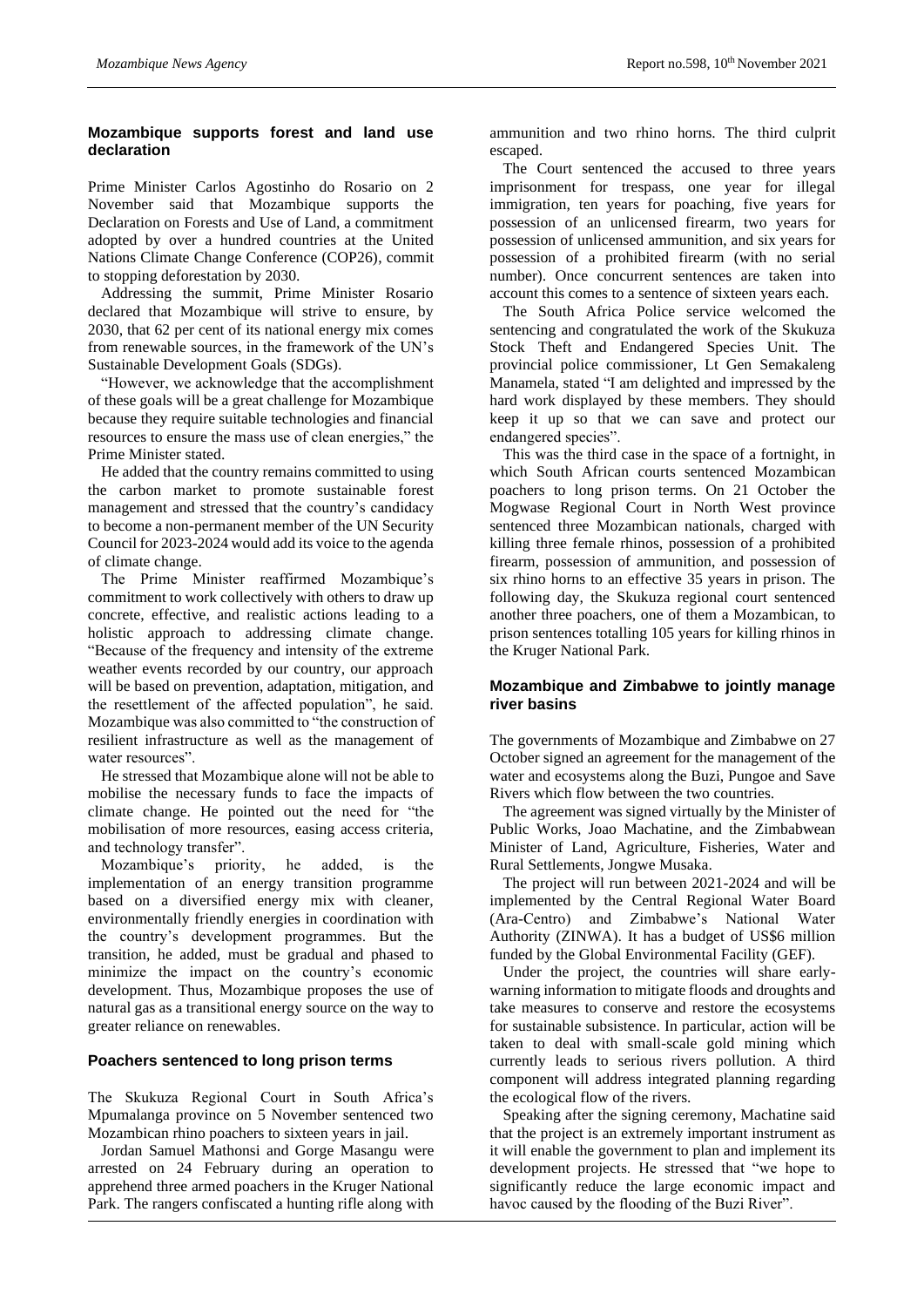## Mozambique supports forest and land use declaration

Prime Minister Carlos Agostinho do Rosario on 2 November said that Mozambique supports the Declaration on Forests and Use of Land, a commitment adopted by over a hundred countries at the United Nations Climate Change Conference (COP26), commit to stopping deforestation by 2030.

Addressing the summit, Prime Minister Rosario declared that Mozambique will strive to ensure, by 2030, that 62 per cent of its national energy mix comes from renewable sources, in the framework of the UN's Sustainable Development Goals (SDGs).

"However, we acknowledge that the accomplishment of these goals will be a great challenge for Mozambique because they require suitable technologies and financial resources to ensure the mass use of clean energies," the Prime Minister stated.

He added that the country remains committed to using the carbon market to promote sustainable forest management and stressed that the country's candidacy to become a non-permanent member of the UN Security Council for 2023-2024 would add its voice to the agenda of climate change.

The Prime Minister reaffirmed Mozambique's commitment to work collectively with others to draw up concrete, effective, and realistic actions leading to a holistic approach to addressing climate change. "Because of the frequency and intensity of the extreme weather events recorded by our country, our approach will be based on prevention, adaptation, mitigation, and the resettlement of the affected population", he said. Mozambique was also committed to "the construction of resilient infrastructure as well as the management of water resources".

He stressed that Mozambique alone will not be able to mobilise the necessary funds to face the impacts of climate change. He pointed out the need for "the mobilisation of more resources, easing access criteria, and technology transfer".

Mozambique's priority, he added, is the implementation of an energy transition programme based on a diversified energy mix with cleaner, environmentally friendly energies in coordination with the country's development programmes. But the transition, he added, must be gradual and phased to minimize the impact on the country's economic development. Thus, Mozambique proposes the use of natural gas as a transitional energy source on the way to greater reliance on renewables.

## Poachers sentenced to long prison terms

The Skukuza Regional Court in South Africa's Mpumalanga province on 5 November sentenced two Mozambican rhino poachers to sixteen years in jail.

Jordan Samuel Mathonsi and Gorge Masangu were arrested on 24 February during an operation to apprehend three armed poachers in the Kruger National Park. The rangers confiscated a hunting rifle along with ammunition and two rhino horns. The third culprit escaped.

The Court sentenced the accused to three years imprisonment for trespass, one year for illegal immigration, ten years for poaching, five years for possession of an unlicensed firearm, two years for possession of unlicensed ammunition, and six years for possession of a prohibited firearm (with no serial number). Once concurrent sentences are taken into account this comes to a sentence of sixteen years each.

The South Africa Police service welcomed the sentencing and congratulated the work of the Skukuza Stock Theft and Endangered Species Unit. The provincial police commissioner, Lt Gen Semakaleng Manamela, stated "I am delighted and impressed by the hard work displayed by these members. They should keep it up so that we can save and protect our endangered species".

This was the third case in the space of a fortnight, in which South African courts sentenced Mozambican poachers to long prison terms. On 21 October the Mogwase Regional Court in North West province sentenced three Mozambican nationals, charged with killing three female rhinos, possession of a prohibited firearm, possession of ammunition, and possession of six rhino horns to an effective 35 years in prison. The following day, the Skukuza regional court sentenced another three poachers, one of them a Mozambican, to prison sentences totalling 105 years for killing rhinos in the Kruger National Park.

## Mozambique and Zimbabwe to jointly manage river basins

The governments of Mozambique and Zimbabwe on 27 October signed an agreement for the management of the water and ecosystems along the Buzi, Pungoe and Save Rivers which flow between the two countries.

The agreement was signed virtually by the Minister of Public Works, Joao Machatine, and the Zimbabwean Minister of Land, Agriculture, Fisheries, Water and Rural Settlements, Jongwe Musaka.

The project will run between 2021-2024 and will be implemented by the Central Regional Water Board (Ara-Centro) and Zimbabwe's National Water Authority (ZINWA). It has a budget of US$6 million funded by the Global Environmental Facility (GEF).

Under the project, the countries will share early-warning information to mitigate floods and droughts and take measures to conserve and restore the ecosystems for sustainable subsistence. In particular, action will be taken to deal with small-scale gold mining which currently leads to serious rivers pollution. A third component will address integrated planning regarding the ecological flow of the rivers.

Speaking after the signing ceremony, Machatine said that the project is an extremely important instrument as it will enable the government to plan and implement its development projects. He stressed that "we hope to significantly reduce the large economic impact and havoc caused by the flooding of the Buzi River".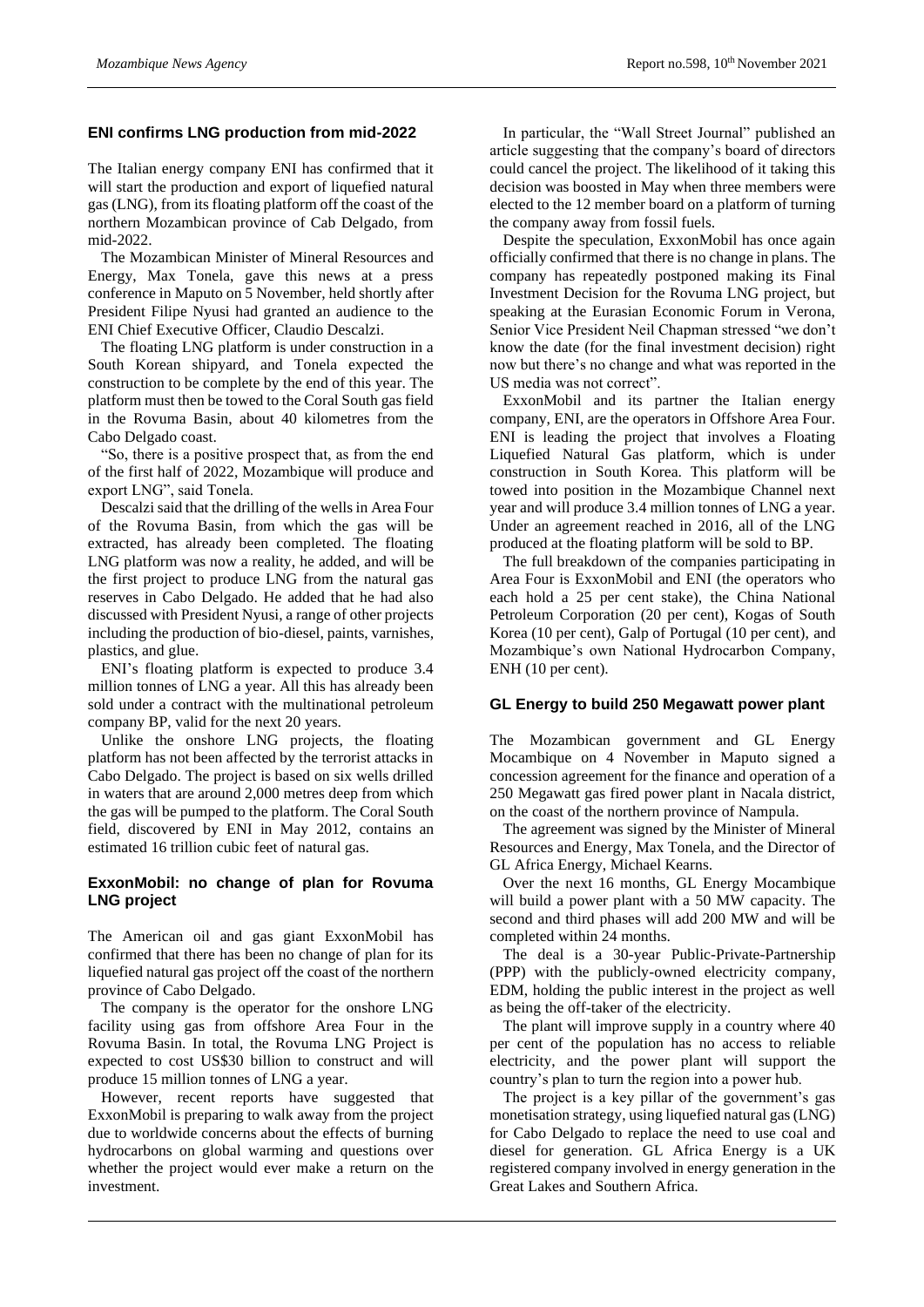## ENI confirms LNG production from mid-2022

The Italian energy company ENI has confirmed that it will start the production and export of liquefied natural gas (LNG), from its floating platform off the coast of the northern Mozambican province of Cab Delgado, from mid-2022.

The Mozambican Minister of Mineral Resources and Energy, Max Tonela, gave this news at a press conference in Maputo on 5 November, held shortly after President Filipe Nyusi had granted an audience to the ENI Chief Executive Officer, Claudio Descalzi.

The floating LNG platform is under construction in a South Korean shipyard, and Tonela expected the construction to be complete by the end of this year. The platform must then be towed to the Coral South gas field in the Rovuma Basin, about 40 kilometres from the Cabo Delgado coast.

"So, there is a positive prospect that, as from the end of the first half of 2022, Mozambique will produce and export LNG", said Tonela.

Descalzi said that the drilling of the wells in Area Four of the Rovuma Basin, from which the gas will be extracted, has already been completed. The floating LNG platform was now a reality, he added, and will be the first project to produce LNG from the natural gas reserves in Cabo Delgado. He added that he had also discussed with President Nyusi, a range of other projects including the production of bio-diesel, paints, varnishes, plastics, and glue.

ENI's floating platform is expected to produce 3.4 million tonnes of LNG a year. All this has already been sold under a contract with the multinational petroleum company BP, valid for the next 20 years.

Unlike the onshore LNG projects, the floating platform has not been affected by the terrorist attacks in Cabo Delgado. The project is based on six wells drilled in waters that are around 2,000 metres deep from which the gas will be pumped to the platform. The Coral South field, discovered by ENI in May 2012, contains an estimated 16 trillion cubic feet of natural gas.

## ExxonMobil: no change of plan for Rovuma LNG project

The American oil and gas giant ExxonMobil has confirmed that there has been no change of plan for its liquefied natural gas project off the coast of the northern province of Cabo Delgado.

The company is the operator for the onshore LNG facility using gas from offshore Area Four in the Rovuma Basin. In total, the Rovuma LNG Project is expected to cost US$30 billion to construct and will produce 15 million tonnes of LNG a year.

However, recent reports have suggested that ExxonMobil is preparing to walk away from the project due to worldwide concerns about the effects of burning hydrocarbons on global warming and questions over whether the project would ever make a return on the investment.

In particular, the "Wall Street Journal" published an article suggesting that the company's board of directors could cancel the project. The likelihood of it taking this decision was boosted in May when three members were elected to the 12 member board on a platform of turning the company away from fossil fuels.

Despite the speculation, ExxonMobil has once again officially confirmed that there is no change in plans. The company has repeatedly postponed making its Final Investment Decision for the Rovuma LNG project, but speaking at the Eurasian Economic Forum in Verona, Senior Vice President Neil Chapman stressed "we don't know the date (for the final investment decision) right now but there's no change and what was reported in the US media was not correct".

ExxonMobil and its partner the Italian energy company, ENI, are the operators in Offshore Area Four. ENI is leading the project that involves a Floating Liquefied Natural Gas platform, which is under construction in South Korea. This platform will be towed into position in the Mozambique Channel next year and will produce 3.4 million tonnes of LNG a year. Under an agreement reached in 2016, all of the LNG produced at the floating platform will be sold to BP.

The full breakdown of the companies participating in Area Four is ExxonMobil and ENI (the operators who each hold a 25 per cent stake), the China National Petroleum Corporation (20 per cent), Kogas of South Korea (10 per cent), Galp of Portugal (10 per cent), and Mozambique's own National Hydrocarbon Company, ENH (10 per cent).

## GL Energy to build 250 Megawatt power plant

The Mozambican government and GL Energy Mocambique on 4 November in Maputo signed a concession agreement for the finance and operation of a 250 Megawatt gas fired power plant in Nacala district, on the coast of the northern province of Nampula.

The agreement was signed by the Minister of Mineral Resources and Energy, Max Tonela, and the Director of GL Africa Energy, Michael Kearns.

Over the next 16 months, GL Energy Mocambique will build a power plant with a 50 MW capacity. The second and third phases will add 200 MW and will be completed within 24 months.

The deal is a 30-year Public-Private-Partnership (PPP) with the publicly-owned electricity company, EDM, holding the public interest in the project as well as being the off-taker of the electricity.

The plant will improve supply in a country where 40 per cent of the population has no access to reliable electricity, and the power plant will support the country's plan to turn the region into a power hub.

The project is a key pillar of the government's gas monetisation strategy, using liquefied natural gas (LNG) for Cabo Delgado to replace the need to use coal and diesel for generation. GL Africa Energy is a UK registered company involved in energy generation in the Great Lakes and Southern Africa.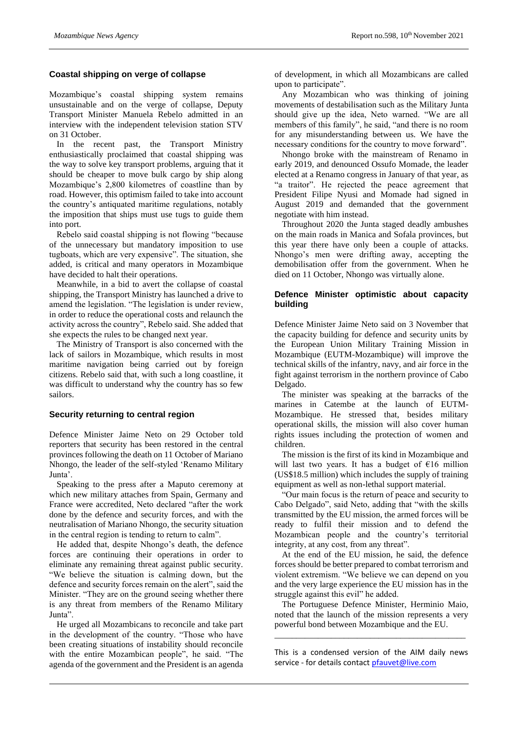## Coastal shipping on verge of collapse

Mozambique's coastal shipping system remains unsustainable and on the verge of collapse, Deputy Transport Minister Manuela Rebelo admitted in an interview with the independent television station STV on 31 October.

In the recent past, the Transport Ministry enthusiastically proclaimed that coastal shipping was the way to solve key transport problems, arguing that it should be cheaper to move bulk cargo by ship along Mozambique's 2,800 kilometres of coastline than by road. However, this optimism failed to take into account the country's antiquated maritime regulations, notably the imposition that ships must use tugs to guide them into port.

Rebelo said coastal shipping is not flowing "because of the unnecessary but mandatory imposition to use tugboats, which are very expensive". The situation, she added, is critical and many operators in Mozambique have decided to halt their operations.

Meanwhile, in a bid to avert the collapse of coastal shipping, the Transport Ministry has launched a drive to amend the legislation. "The legislation is under review, in order to reduce the operational costs and relaunch the activity across the country", Rebelo said. She added that she expects the rules to be changed next year.

The Ministry of Transport is also concerned with the lack of sailors in Mozambique, which results in most maritime navigation being carried out by foreign citizens. Rebelo said that, with such a long coastline, it was difficult to understand why the country has so few sailors.

## Security returning to central region

Defence Minister Jaime Neto on 29 October told reporters that security has been restored in the central provinces following the death on 11 October of Mariano Nhongo, the leader of the self-styled 'Renamo Military Junta'.

Speaking to the press after a Maputo ceremony at which new military attaches from Spain, Germany and France were accredited, Neto declared "after the work done by the defence and security forces, and with the neutralisation of Mariano Nhongo, the security situation in the central region is tending to return to calm".

He added that, despite Nhongo's death, the defence forces are continuing their operations in order to eliminate any remaining threat against public security. "We believe the situation is calming down, but the defence and security forces remain on the alert", said the Minister. "They are on the ground seeing whether there is any threat from members of the Renamo Military Junta".

He urged all Mozambicans to reconcile and take part in the development of the country. "Those who have been creating situations of instability should reconcile with the entire Mozambican people", he said. "The agenda of the government and the President is an agenda of development, in which all Mozambicans are called upon to participate".

Any Mozambican who was thinking of joining movements of destabilisation such as the Military Junta should give up the idea, Neto warned. "We are all members of this family", he said, "and there is no room for any misunderstanding between us. We have the necessary conditions for the country to move forward".

Nhongo broke with the mainstream of Renamo in early 2019, and denounced Ossufo Momade, the leader elected at a Renamo congress in January of that year, as "a traitor". He rejected the peace agreement that President Filipe Nyusi and Momade had signed in August 2019 and demanded that the government negotiate with him instead.

Throughout 2020 the Junta staged deadly ambushes on the main roads in Manica and Sofala provinces, but this year there have only been a couple of attacks. Nhongo's men were drifting away, accepting the demobilisation offer from the government. When he died on 11 October, Nhongo was virtually alone.

## Defence Minister optimistic about capacity building

Defence Minister Jaime Neto said on 3 November that the capacity building for defence and security units by the European Union Military Training Mission in Mozambique (EUTM-Mozambique) will improve the technical skills of the infantry, navy, and air force in the fight against terrorism in the northern province of Cabo Delgado.

The minister was speaking at the barracks of the marines in Catembe at the launch of EUTM-Mozambique. He stressed that, besides military operational skills, the mission will also cover human rights issues including the protection of women and children.

The mission is the first of its kind in Mozambique and will last two years. It has a budget of €16 million (US$18.5 million) which includes the supply of training equipment as well as non-lethal support material.

"Our main focus is the return of peace and security to Cabo Delgado", said Neto, adding that "with the skills transmitted by the EU mission, the armed forces will be ready to fulfil their mission and to defend the Mozambican people and the country's territorial integrity, at any cost, from any threat".

At the end of the EU mission, he said, the defence forces should be better prepared to combat terrorism and violent extremism. "We believe we can depend on you and the very large experience the EU mission has in the struggle against this evil" he added.

The Portuguese Defence Minister, Herminio Maio, noted that the launch of the mission represents a very powerful bond between Mozambique and the EU.

---

This is a condensed version of the AIM daily news service - for details contact pfauvet@live.com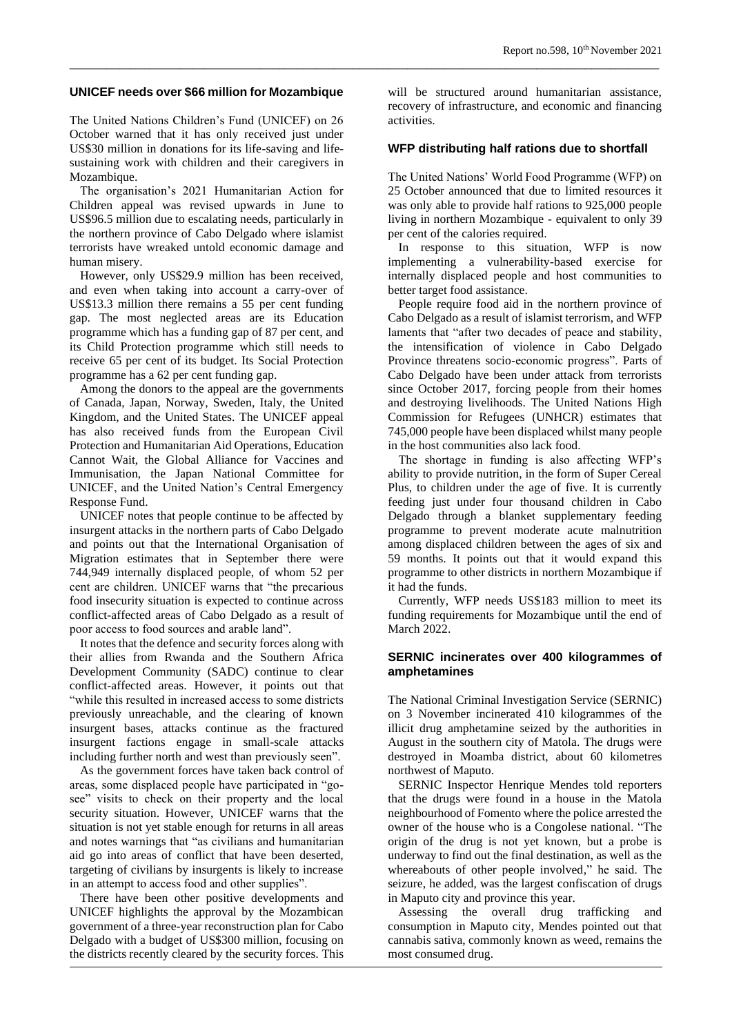## UNICEF needs over $66 million for Mozambique

The United Nations Children's Fund (UNICEF) on 26 October warned that it has only received just under US$30 million in donations for its life-saving and life-sustaining work with children and their caregivers in Mozambique.

The organisation's 2021 Humanitarian Action for Children appeal was revised upwards in June to US$96.5 million due to escalating needs, particularly in the northern province of Cabo Delgado where islamist terrorists have wreaked untold economic damage and human misery.

However, only US$29.9 million has been received, and even when taking into account a carry-over of US$13.3 million there remains a 55 per cent funding gap. The most neglected areas are its Education programme which has a funding gap of 87 per cent, and its Child Protection programme which still needs to receive 65 per cent of its budget. Its Social Protection programme has a 62 per cent funding gap.

Among the donors to the appeal are the governments of Canada, Japan, Norway, Sweden, Italy, the United Kingdom, and the United States. The UNICEF appeal has also received funds from the European Civil Protection and Humanitarian Aid Operations, Education Cannot Wait, the Global Alliance for Vaccines and Immunisation, the Japan National Committee for UNICEF, and the United Nation's Central Emergency Response Fund.

UNICEF notes that people continue to be affected by insurgent attacks in the northern parts of Cabo Delgado and points out that the International Organisation of Migration estimates that in September there were 744,949 internally displaced people, of whom 52 per cent are children. UNICEF warns that "the precarious food insecurity situation is expected to continue across conflict-affected areas of Cabo Delgado as a result of poor access to food sources and arable land".

It notes that the defence and security forces along with their allies from Rwanda and the Southern Africa Development Community (SADC) continue to clear conflict-affected areas. However, it points out that "while this resulted in increased access to some districts previously unreachable, and the clearing of known insurgent bases, attacks continue as the fractured insurgent factions engage in small-scale attacks including further north and west than previously seen".

As the government forces have taken back control of areas, some displaced people have participated in "go-see" visits to check on their property and the local security situation. However, UNICEF warns that the situation is not yet stable enough for returns in all areas and notes warnings that "as civilians and humanitarian aid go into areas of conflict that have been deserted, targeting of civilians by insurgents is likely to increase in an attempt to access food and other supplies".

There have been other positive developments and UNICEF highlights the approval by the Mozambican government of a three-year reconstruction plan for Cabo Delgado with a budget of US$300 million, focusing on the districts recently cleared by the security forces. This will be structured around humanitarian assistance, recovery of infrastructure, and economic and financing activities.

## WFP distributing half rations due to shortfall

The United Nations' World Food Programme (WFP) on 25 October announced that due to limited resources it was only able to provide half rations to 925,000 people living in northern Mozambique - equivalent to only 39 per cent of the calories required.

In response to this situation, WFP is now implementing a vulnerability-based exercise for internally displaced people and host communities to better target food assistance.

People require food aid in the northern province of Cabo Delgado as a result of islamist terrorism, and WFP laments that "after two decades of peace and stability, the intensification of violence in Cabo Delgado Province threatens socio-economic progress". Parts of Cabo Delgado have been under attack from terrorists since October 2017, forcing people from their homes and destroying livelihoods. The United Nations High Commission for Refugees (UNHCR) estimates that 745,000 people have been displaced whilst many people in the host communities also lack food.

The shortage in funding is also affecting WFP's ability to provide nutrition, in the form of Super Cereal Plus, to children under the age of five. It is currently feeding just under four thousand children in Cabo Delgado through a blanket supplementary feeding programme to prevent moderate acute malnutrition among displaced children between the ages of six and 59 months. It points out that it would expand this programme to other districts in northern Mozambique if it had the funds.

Currently, WFP needs US$183 million to meet its funding requirements for Mozambique until the end of March 2022.

## SERNIC incinerates over 400 kilogrammes of amphetamines

The National Criminal Investigation Service (SERNIC) on 3 November incinerated 410 kilogrammes of the illicit drug amphetamine seized by the authorities in August in the southern city of Matola. The drugs were destroyed in Moamba district, about 60 kilometres northwest of Maputo.

SERNIC Inspector Henrique Mendes told reporters that the drugs were found in a house in the Matola neighbourhood of Fomento where the police arrested the owner of the house who is a Congolese national. "The origin of the drug is not yet known, but a probe is underway to find out the final destination, as well as the whereabouts of other people involved," he said. The seizure, he added, was the largest confiscation of drugs in Maputo city and province this year.

Assessing the overall drug trafficking and consumption in Maputo city, Mendes pointed out that cannabis sativa, commonly known as weed, remains the most consumed drug.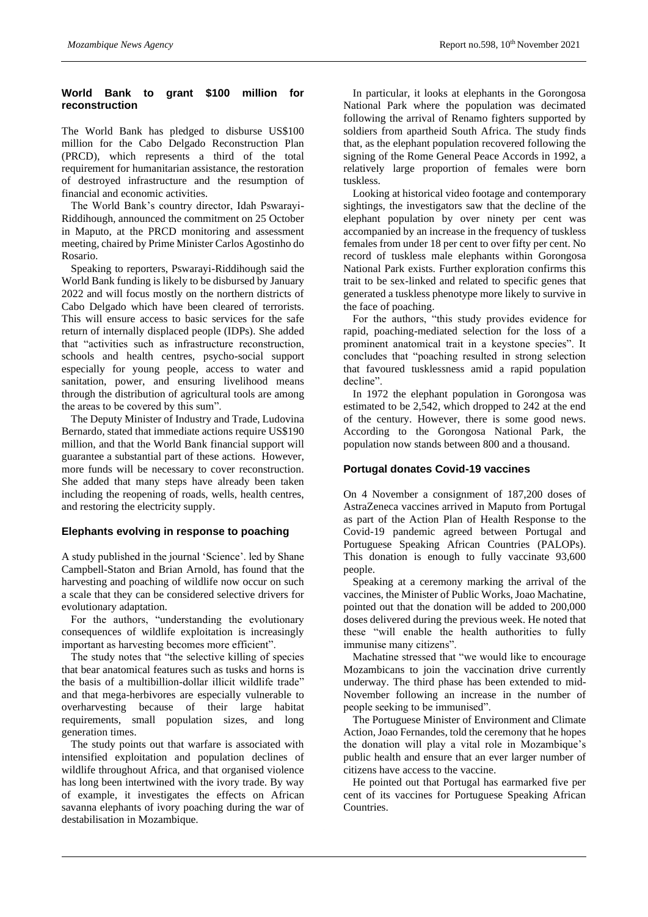## World Bank to grant $100 million for reconstruction

The World Bank has pledged to disburse US$100 million for the Cabo Delgado Reconstruction Plan (PRCD), which represents a third of the total requirement for humanitarian assistance, the restoration of destroyed infrastructure and the resumption of financial and economic activities.

The World Bank's country director, Idah Pswarayi-Riddihough, announced the commitment on 25 October in Maputo, at the PRCD monitoring and assessment meeting, chaired by Prime Minister Carlos Agostinho do Rosario.

Speaking to reporters, Pswarayi-Riddihough said the World Bank funding is likely to be disbursed by January 2022 and will focus mostly on the northern districts of Cabo Delgado which have been cleared of terrorists. This will ensure access to basic services for the safe return of internally displaced people (IDPs). She added that "activities such as infrastructure reconstruction, schools and health centres, psycho-social support especially for young people, access to water and sanitation, power, and ensuring livelihood means through the distribution of agricultural tools are among the areas to be covered by this sum".

The Deputy Minister of Industry and Trade, Ludovina Bernardo, stated that immediate actions require US$190 million, and that the World Bank financial support will guarantee a substantial part of these actions. However, more funds will be necessary to cover reconstruction. She added that many steps have already been taken including the reopening of roads, wells, health centres, and restoring the electricity supply.

## Elephants evolving in response to poaching

A study published in the journal 'Science'. led by Shane Campbell-Staton and Brian Arnold, has found that the harvesting and poaching of wildlife now occur on such a scale that they can be considered selective drivers for evolutionary adaptation.

For the authors, "understanding the evolutionary consequences of wildlife exploitation is increasingly important as harvesting becomes more efficient".

The study notes that "the selective killing of species that bear anatomical features such as tusks and horns is the basis of a multibillion-dollar illicit wildlife trade" and that mega-herbivores are especially vulnerable to overharvesting because of their large habitat requirements, small population sizes, and long generation times.

The study points out that warfare is associated with intensified exploitation and population declines of wildlife throughout Africa, and that organised violence has long been intertwined with the ivory trade. By way of example, it investigates the effects on African savanna elephants of ivory poaching during the war of destabilisation in Mozambique.

In particular, it looks at elephants in the Gorongosa National Park where the population was decimated following the arrival of Renamo fighters supported by soldiers from apartheid South Africa. The study finds that, as the elephant population recovered following the signing of the Rome General Peace Accords in 1992, a relatively large proportion of females were born tuskless.

Looking at historical video footage and contemporary sightings, the investigators saw that the decline of the elephant population by over ninety per cent was accompanied by an increase in the frequency of tuskless females from under 18 per cent to over fifty per cent. No record of tuskless male elephants within Gorongosa National Park exists. Further exploration confirms this trait to be sex-linked and related to specific genes that generated a tuskless phenotype more likely to survive in the face of poaching.

For the authors, "this study provides evidence for rapid, poaching-mediated selection for the loss of a prominent anatomical trait in a keystone species". It concludes that "poaching resulted in strong selection that favoured tusklessness amid a rapid population decline".

In 1972 the elephant population in Gorongosa was estimated to be 2,542, which dropped to 242 at the end of the century. However, there is some good news. According to the Gorongosa National Park, the population now stands between 800 and a thousand.

## Portugal donates Covid-19 vaccines

On 4 November a consignment of 187,200 doses of AstraZeneca vaccines arrived in Maputo from Portugal as part of the Action Plan of Health Response to the Covid-19 pandemic agreed between Portugal and Portuguese Speaking African Countries (PALOPs). This donation is enough to fully vaccinate 93,600 people.

Speaking at a ceremony marking the arrival of the vaccines, the Minister of Public Works, Joao Machatine, pointed out that the donation will be added to 200,000 doses delivered during the previous week. He noted that these "will enable the health authorities to fully immunise many citizens".

Machatine stressed that "we would like to encourage Mozambicans to join the vaccination drive currently underway. The third phase has been extended to mid-November following an increase in the number of people seeking to be immunised".

The Portuguese Minister of Environment and Climate Action, Joao Fernandes, told the ceremony that he hopes the donation will play a vital role in Mozambique's public health and ensure that an ever larger number of citizens have access to the vaccine.

He pointed out that Portugal has earmarked five per cent of its vaccines for Portuguese Speaking African Countries.